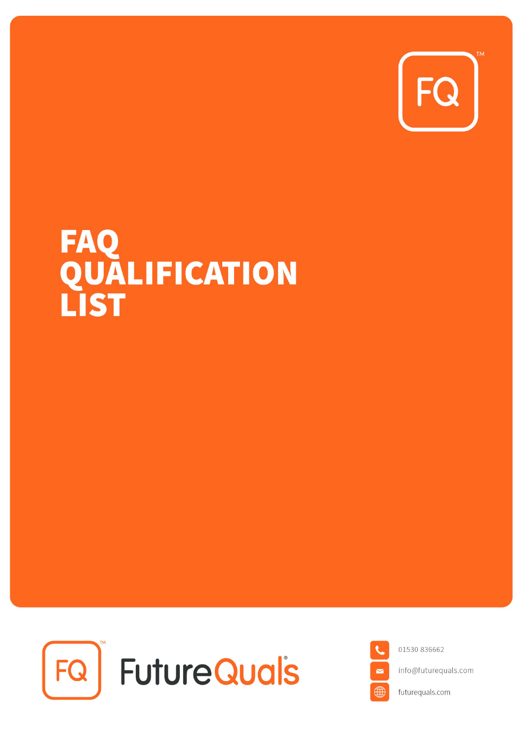# FAQ QUALIFICATION LIST

FutureQuals

01530 836662

info@futurequals.com

futurequals.com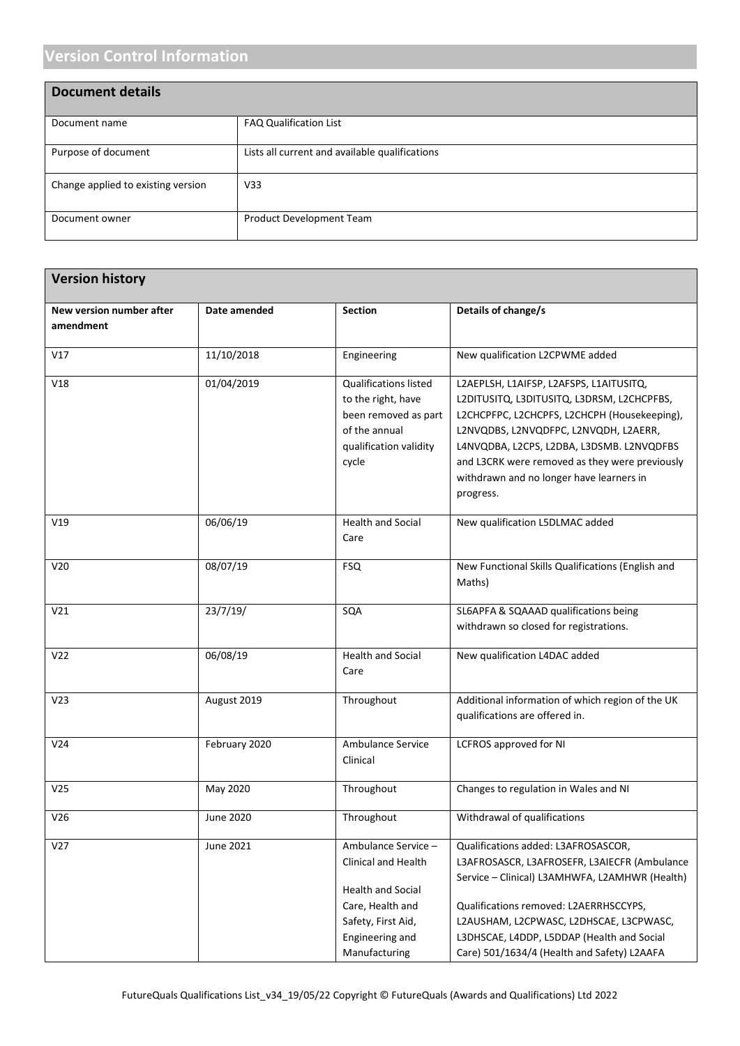## Version Control Information

| Document details | |
|---|---|
| Document name | FAQ Qualification List |
| Purpose of document | Lists all current and available qualifications |
| Change applied to existing version | V33 |
| Document owner | Product Development Team |

| Version history | | | |
|---|---|---|---|
| **New version number after amendment** | **Date amended** | **Section** | **Details of change/s** |
| V17 | 11/10/2018 | Engineering | New qualification L2CPWME added |
| V18 | 01/04/2019 | Qualifications listed to the right, have been removed as part of the annual qualification validity cycle | L2AEPLSH, L1AIFSP, L2AFSPS, L1AITUSITQ, L2DITUSITQ, L3DITUSITQ, L3DRSM, L2CHCPFBS, L2CHCPFPC, L2CHCPFS, L2CHCPH (Housekeeping), L2NVQDBS, L2NVQDFPC, L2NVQDH, L2AERR, L4NVQDBA, L2CPS, L2DBA, L3DSMB. L2NVQDFBS and L3CRK were removed as they were previously withdrawn and no longer have learners in progress. |
| V19 | 06/06/19 | Health and Social Care | New qualification L5DLMAC added |
| V20 | 08/07/19 | FSQ | New Functional Skills Qualifications (English and Maths) |
| V21 | 23/7/19/ | SQA | SL6APFA & SQAAAD qualifications being withdrawn so closed for registrations. |
| V22 | 06/08/19 | Health and Social Care | New qualification L4DAC added |
| V23 | August 2019 | Throughout | Additional information of which region of the UK qualifications are offered in. |
| V24 | February 2020 | Ambulance Service Clinical | LCFROS approved for NI |
| V25 | May 2020 | Throughout | Changes to regulation in Wales and NI |
| V26 | June 2020 | Throughout | Withdrawal of qualifications |
| V27 | June 2021 | Ambulance Service – Clinical and Health<br><br>Health and Social Care, Health and Safety, First Aid, Engineering and Manufacturing | Qualifications added: L3AFROSASCOR, L3AFROSASCR, L3AFROSEFR, L3AIECFR (Ambulance Service – Clinical) L3AMHWFA, L2AMHWR (Health)<br><br>Qualifications removed: L2AERRHSCCYPS, L2AUSHAM, L2CPWASC, L2DHSCAE, L3CPWASC, L3DHSCAE, L4DDP, L5DDAP (Health and Social Care) 501/1634/4 (Health and Safety) L2AAFA |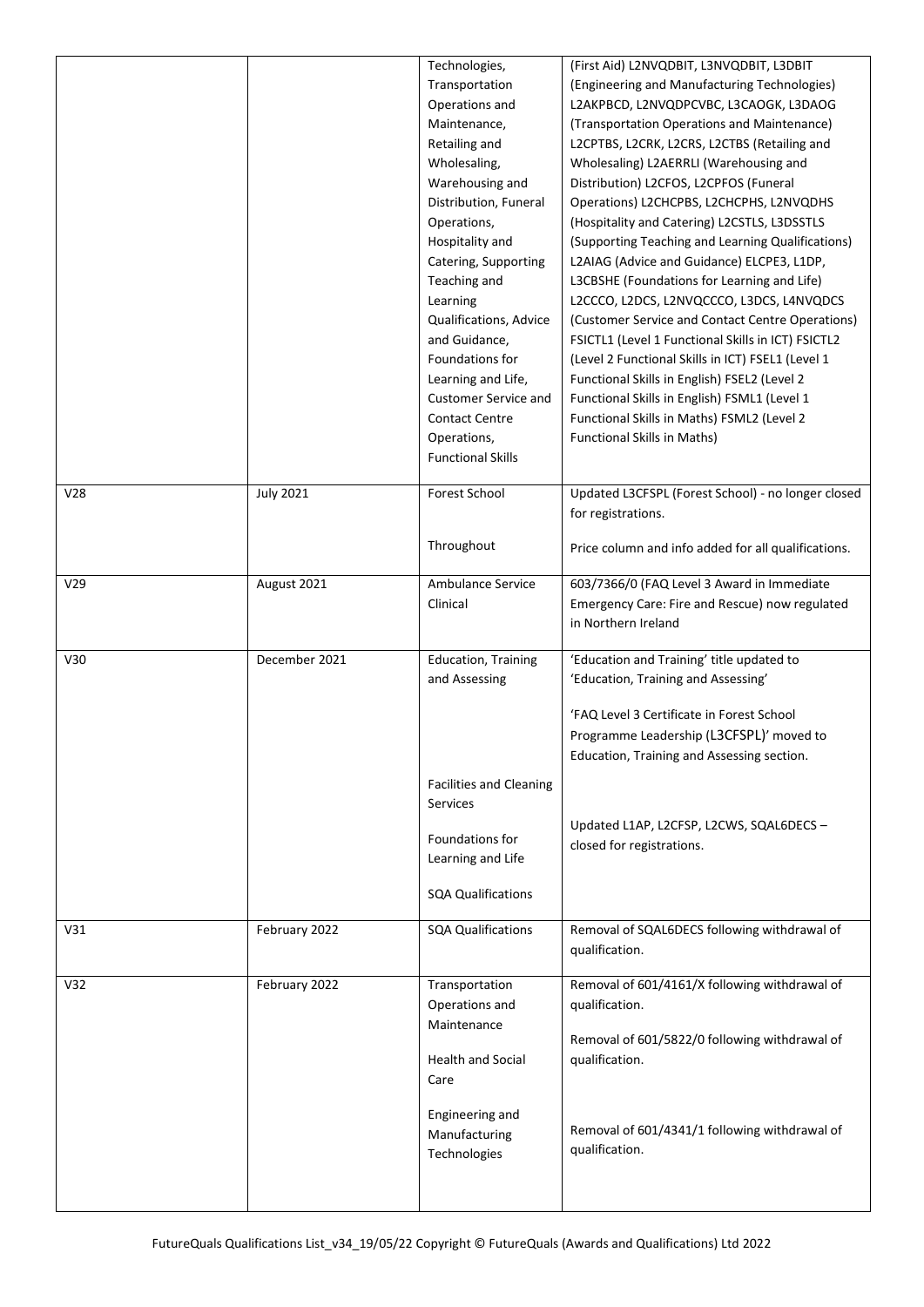| | | Technologies, Transportation Operations and Maintenance, Retailing and Wholesaling, Warehousing and Distribution, Funeral Operations, Hospitality and Catering, Supporting Teaching and Learning Qualifications, Advice and Guidance, Foundations for Learning and Life, Customer Service and Contact Centre Operations, Functional Skills | (First Aid) L2NVQDBIT, L3NVQDBIT, L3DBIT (Engineering and Manufacturing Technologies) L2AKPBCD, L2NVQDPCVBC, L3CAOGK, L3DAOG (Transportation Operations and Maintenance) L2CPTBS, L2CRK, L2CRS, L2CTBS (Retailing and Wholesaling) L2AERRLI (Warehousing and Distribution) L2CFOS, L2CPFOS (Funeral Operations) L2CHCPBS, L2CHCPHS, L2NVQDHS (Hospitality and Catering) L2CSTLS, L3DSSTLS (Supporting Teaching and Learning Qualifications) L2AIAG (Advice and Guidance) ELCPE3, L1DP, L3CBSHE (Foundations for Learning and Life) L2CCCO, L2DCS, L2NVQCCCO, L3DCS, L4NVQDCS (Customer Service and Contact Centre Operations) FSICTL1 (Level 1 Functional Skills in ICT) FSICTL2 (Level 2 Functional Skills in ICT) FSEL1 (Level 1 Functional Skills in English) FSEL2 (Level 2 Functional Skills in English) FSML1 (Level 1 Functional Skills in Maths) FSML2 (Level 2 Functional Skills in Maths) |
|---|---|---|---|
| V28 | July 2021 | Forest School<br><br>Throughout | Updated L3CFSPL (Forest School) - no longer closed for registrations.<br><br>Price column and info added for all qualifications. |
| V29 | August 2021 | Ambulance Service Clinical | 603/7366/0 (FAQ Level 3 Award in Immediate Emergency Care: Fire and Rescue) now regulated in Northern Ireland |
| V30 | December 2021 | Education, Training and Assessing<br><br>Facilities and Cleaning Services<br><br>Foundations for Learning and Life<br><br>SQA Qualifications | 'Education and Training' title updated to 'Education, Training and Assessing'<br><br>'FAQ Level 3 Certificate in Forest School Programme Leadership (L3CFSPL)' moved to Education, Training and Assessing section.<br><br>Updated L1AP, L2CFSP, L2CWS, SQAL6DECS – closed for registrations. |
| V31 | February 2022 | SQA Qualifications | Removal of SQAL6DECS following withdrawal of qualification. |
| V32 | February 2022 | Transportation Operations and Maintenance<br><br>Health and Social Care<br><br>Engineering and Manufacturing Technologies | Removal of 601/4161/X following withdrawal of qualification.<br><br>Removal of 601/5822/0 following withdrawal of qualification.<br><br>Removal of 601/4341/1 following withdrawal of qualification. |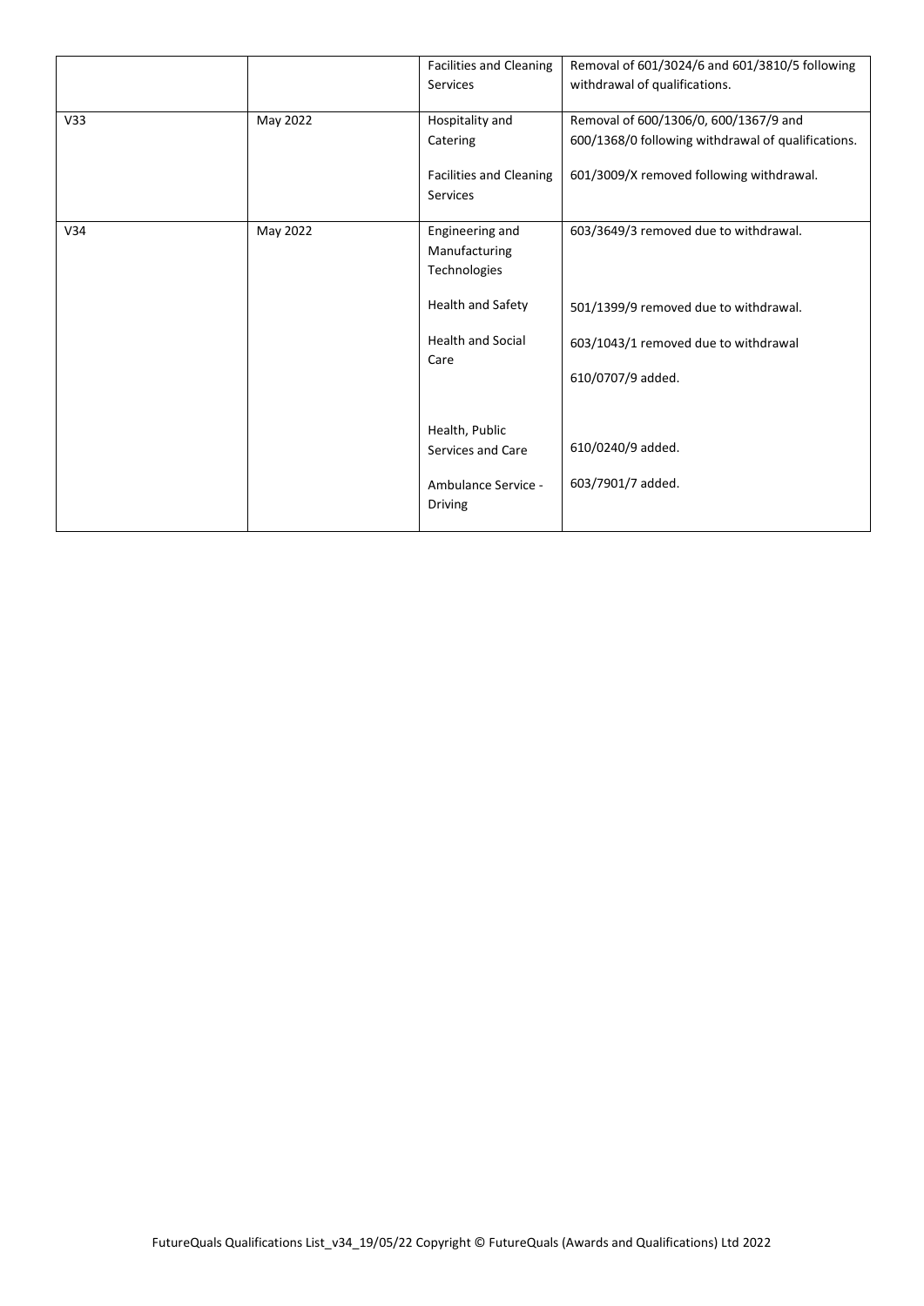| | | | |
|---|---|---|---|
| | | Facilities and Cleaning Services | Removal of 601/3024/6 and 601/3810/5 following withdrawal of qualifications. |
| V33 | May 2022 | Hospitality and Catering | Removal of 600/1306/0, 600/1367/9 and 600/1368/0 following withdrawal of qualifications. |
| | | Facilities and Cleaning Services | 601/3009/X removed following withdrawal. |
| V34 | May 2022 | Engineering and Manufacturing Technologies | 603/3649/3 removed due to withdrawal. |
| | | Health and Safety | 501/1399/9 removed due to withdrawal. |
| | | Health and Social Care | 603/1043/1 removed due to withdrawal<br><br>610/0707/9 added. |
| | | Health, Public Services and Care | 610/0240/9 added. |
| | | Ambulance Service - Driving | 603/7901/7 added. |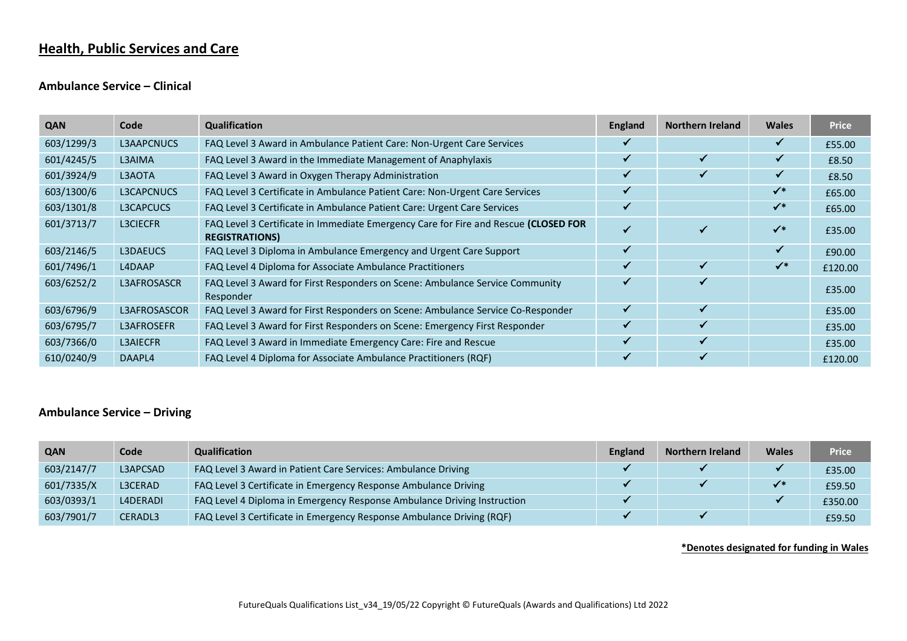## Health, Public Services and Care

### Ambulance Service – Clinical

| QAN | Code | Qualification | England | Northern Ireland | Wales | Price |
|---|---|---|---|---|---|---|
| 603/1299/3 | L3AAPCNUCS | FAQ Level 3 Award in Ambulance Patient Care: Non-Urgent Care Services | ✓ | | ✓ | £55.00 |
| 601/4245/5 | L3AIMA | FAQ Level 3 Award in the Immediate Management of Anaphylaxis | ✓ | ✓ | ✓ | £8.50 |
| 601/3924/9 | L3AOTA | FAQ Level 3 Award in Oxygen Therapy Administration | ✓ | ✓ | ✓ | £8.50 |
| 603/1300/6 | L3CAPCNUCS | FAQ Level 3 Certificate in Ambulance Patient Care: Non-Urgent Care Services | ✓ | | ✓* | £65.00 |
| 603/1301/8 | L3CAPCUCS | FAQ Level 3 Certificate in Ambulance Patient Care: Urgent Care Services | ✓ | | ✓* | £65.00 |
| 601/3713/7 | L3CIECFR | FAQ Level 3 Certificate in Immediate Emergency Care for Fire and Rescue **(CLOSED FOR REGISTRATIONS)** | ✓ | ✓ | ✓* | £35.00 |
| 603/2146/5 | L3DAEUCS | FAQ Level 3 Diploma in Ambulance Emergency and Urgent Care Support | ✓ | | ✓ | £90.00 |
| 601/7496/1 | L4DAAP | FAQ Level 4 Diploma for Associate Ambulance Practitioners | ✓ | ✓ | ✓* | £120.00 |
| 603/6252/2 | L3AFROSASCR | FAQ Level 3 Award for First Responders on Scene: Ambulance Service Community Responder | ✓ | ✓ | | £35.00 |
| 603/6796/9 | L3AFROSASCOR | FAQ Level 3 Award for First Responders on Scene: Ambulance Service Co-Responder | ✓ | ✓ | | £35.00 |
| 603/6795/7 | L3AFROSEFR | FAQ Level 3 Award for First Responders on Scene: Emergency First Responder | ✓ | ✓ | | £35.00 |
| 603/7366/0 | L3AIECFR | FAQ Level 3 Award in Immediate Emergency Care: Fire and Rescue | ✓ | ✓ | | £35.00 |
| 610/0240/9 | DAAPL4 | FAQ Level 4 Diploma for Associate Ambulance Practitioners (RQF) | ✓ | ✓ | | £120.00 |

### Ambulance Service – Driving

| QAN | Code | Qualification | England | Northern Ireland | Wales | Price |
|---|---|---|---|---|---|---|
| 603/2147/7 | L3APCSAD | FAQ Level 3 Award in Patient Care Services: Ambulance Driving | ✓ | ✓ | ✓ | £35.00 |
| 601/7335/X | L3CERAD | FAQ Level 3 Certificate in Emergency Response Ambulance Driving | ✓ | ✓ | ✓* | £59.50 |
| 603/0393/1 | L4DERADI | FAQ Level 4 Diploma in Emergency Response Ambulance Driving Instruction | ✓ | | ✓ | £350.00 |
| 603/7901/7 | CERADL3 | FAQ Level 3 Certificate in Emergency Response Ambulance Driving (RQF) | ✓ | ✓ | | £59.50 |

**\*Denotes designated for funding in Wales**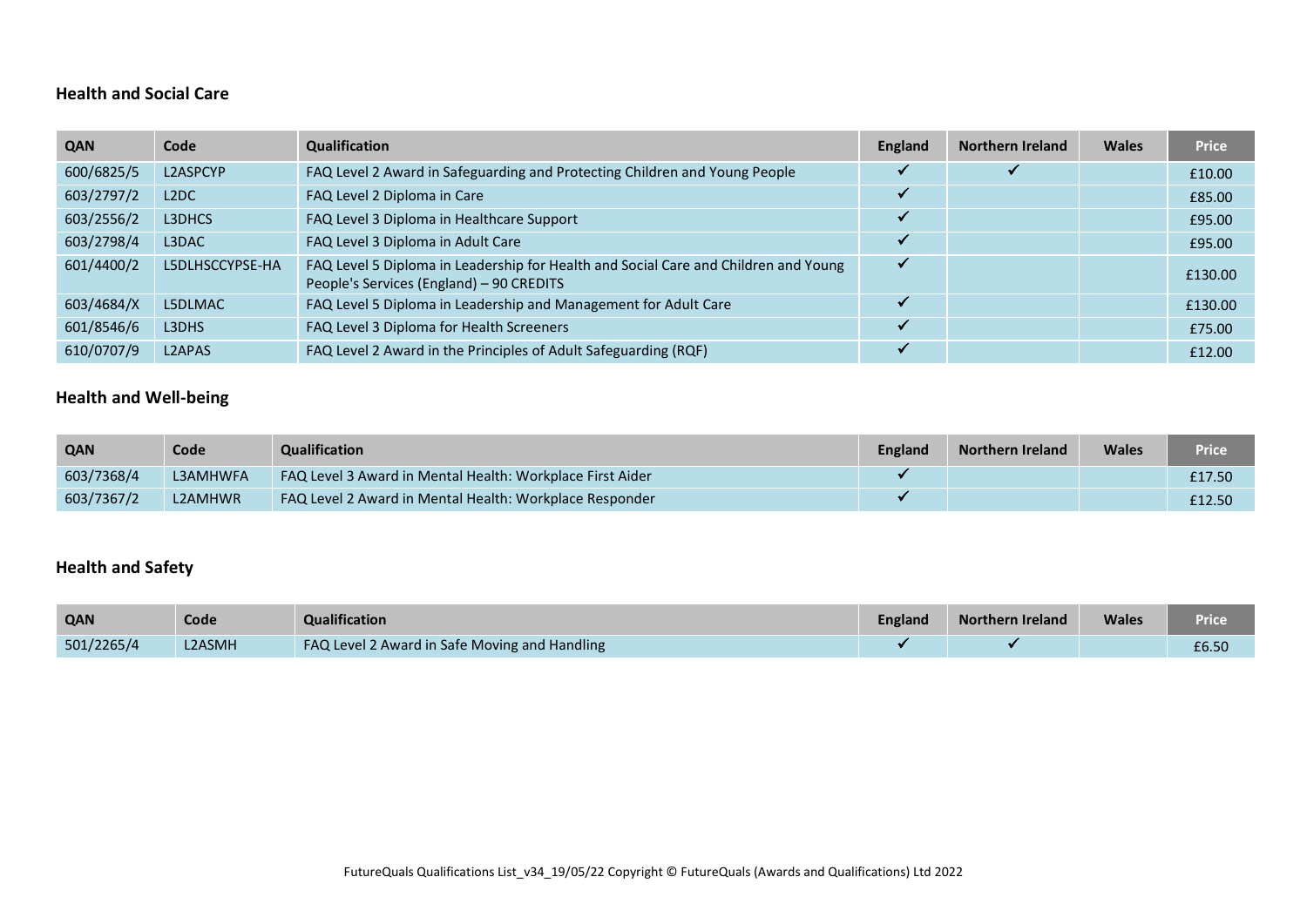## Health and Social Care

| QAN | Code | Qualification | England | Northern Ireland | Wales | Price |
|---|---|---|---|---|---|---|
| 600/6825/5 | L2ASPCYP | FAQ Level 2 Award in Safeguarding and Protecting Children and Young People | ✓ | ✓ | | £10.00 |
| 603/2797/2 | L2DC | FAQ Level 2 Diploma in Care | ✓ | | | £85.00 |
| 603/2556/2 | L3DHCS | FAQ Level 3 Diploma in Healthcare Support | ✓ | | | £95.00 |
| 603/2798/4 | L3DAC | FAQ Level 3 Diploma in Adult Care | ✓ | | | £95.00 |
| 601/4400/2 | L5DLHSCCYPSE-HA | FAQ Level 5 Diploma in Leadership for Health and Social Care and Children and Young People's Services (England) – 90 CREDITS | ✓ | | | £130.00 |
| 603/4684/X | L5DLMAC | FAQ Level 5 Diploma in Leadership and Management for Adult Care | ✓ | | | £130.00 |
| 601/8546/6 | L3DHS | FAQ Level 3 Diploma for Health Screeners | ✓ | | | £75.00 |
| 610/0707/9 | L2APAS | FAQ Level 2 Award in the Principles of Adult Safeguarding (RQF) | ✓ | | | £12.00 |

## Health and Well-being

| QAN | Code | Qualification | England | Northern Ireland | Wales | Price |
|---|---|---|---|---|---|---|
| 603/7368/4 | L3AMHWFA | FAQ Level 3 Award in Mental Health: Workplace First Aider | ✓ | | | £17.50 |
| 603/7367/2 | L2AMHWR | FAQ Level 2 Award in Mental Health: Workplace Responder | ✓ | | | £12.50 |

## Health and Safety

| QAN | Code | Qualification | England | Northern Ireland | Wales | Price |
|---|---|---|---|---|---|---|
| 501/2265/4 | L2ASMH | FAQ Level 2 Award in Safe Moving and Handling | ✓ | ✓ | | £6.50 |

FutureQuals Qualifications List_v34_19/05/22 Copyright © FutureQuals (Awards and Qualifications) Ltd 2022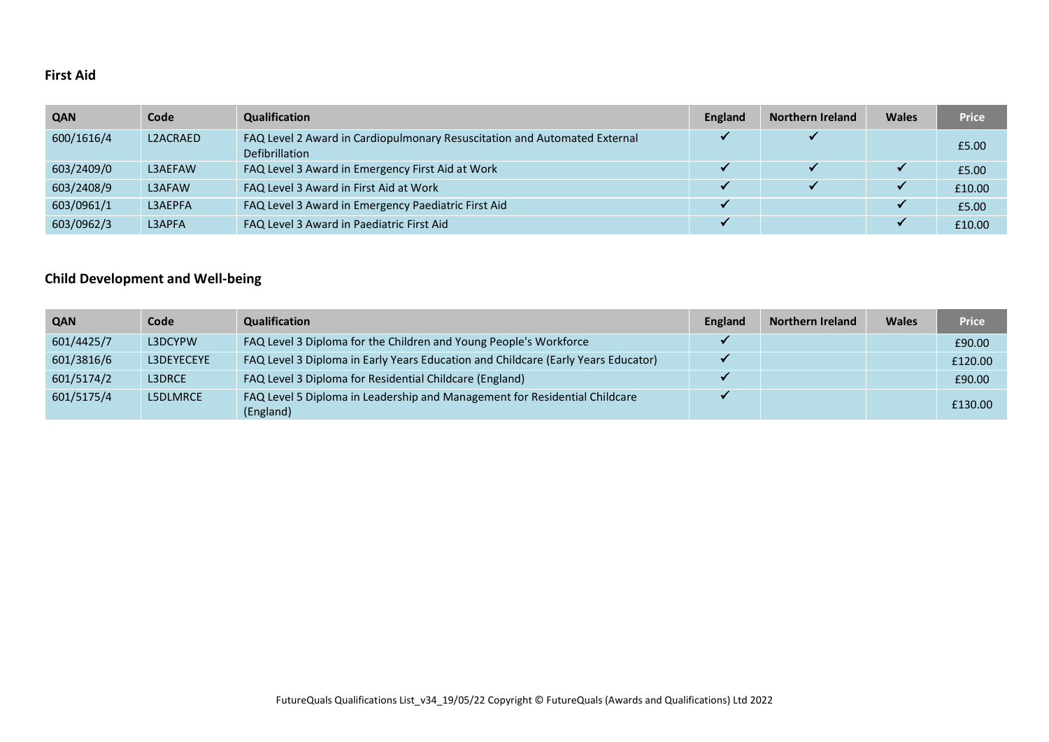## First Aid

| QAN | Code | Qualification | England | Northern Ireland | Wales | Price |
|---|---|---|---|---|---|---|
| 600/1616/4 | L2ACRAED | FAQ Level 2 Award in Cardiopulmonary Resuscitation and Automated External Defibrillation | ✓ | ✓ | | £5.00 |
| 603/2409/0 | L3AEFAW | FAQ Level 3 Award in Emergency First Aid at Work | ✓ | ✓ | ✓ | £5.00 |
| 603/2408/9 | L3AFAW | FAQ Level 3 Award in First Aid at Work | ✓ | ✓ | ✓ | £10.00 |
| 603/0961/1 | L3AEPFA | FAQ Level 3 Award in Emergency Paediatric First Aid | ✓ | | ✓ | £5.00 |
| 603/0962/3 | L3APFA | FAQ Level 3 Award in Paediatric First Aid | ✓ | | ✓ | £10.00 |

## Child Development and Well-being

| QAN | Code | Qualification | England | Northern Ireland | Wales | Price |
|---|---|---|---|---|---|---|
| 601/4425/7 | L3DCYPW | FAQ Level 3 Diploma for the Children and Young People's Workforce | ✓ | | | £90.00 |
| 601/3816/6 | L3DEYECEYE | FAQ Level 3 Diploma in Early Years Education and Childcare (Early Years Educator) | ✓ | | | £120.00 |
| 601/5174/2 | L3DRCE | FAQ Level 3 Diploma for Residential Childcare (England) | ✓ | | | £90.00 |
| 601/5175/4 | L5DLMRCE | FAQ Level 5 Diploma in Leadership and Management for Residential Childcare (England) | ✓ | | | £130.00 |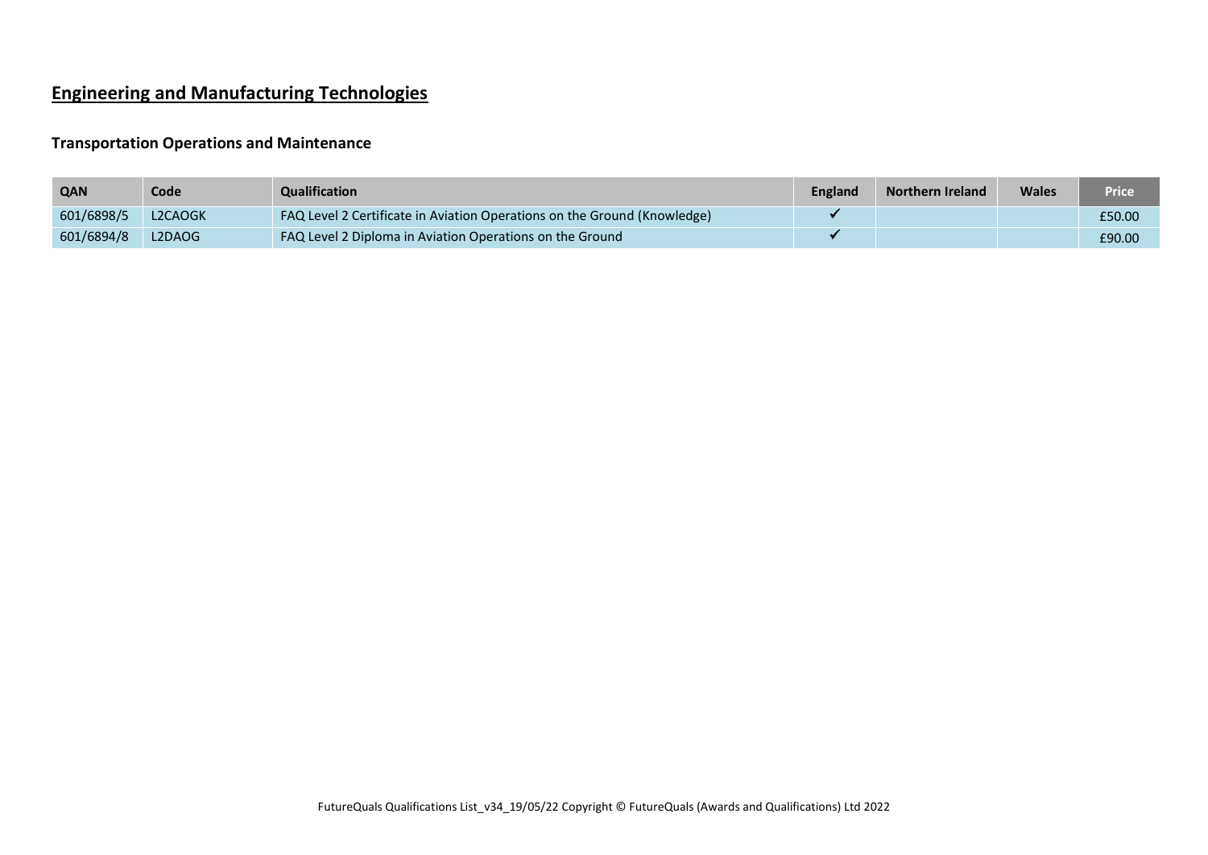# Engineering and Manufacturing Technologies

### Transportation Operations and Maintenance

| QAN | Code | Qualification | England | Northern Ireland | Wales | Price |
|---|---|---|---|---|---|---|
| 601/6898/5 | L2CAOGK | FAQ Level 2 Certificate in Aviation Operations on the Ground (Knowledge) | ✓ | | | £50.00 |
| 601/6894/8 | L2DAOG | FAQ Level 2 Diploma in Aviation Operations on the Ground | ✓ | | | £90.00 |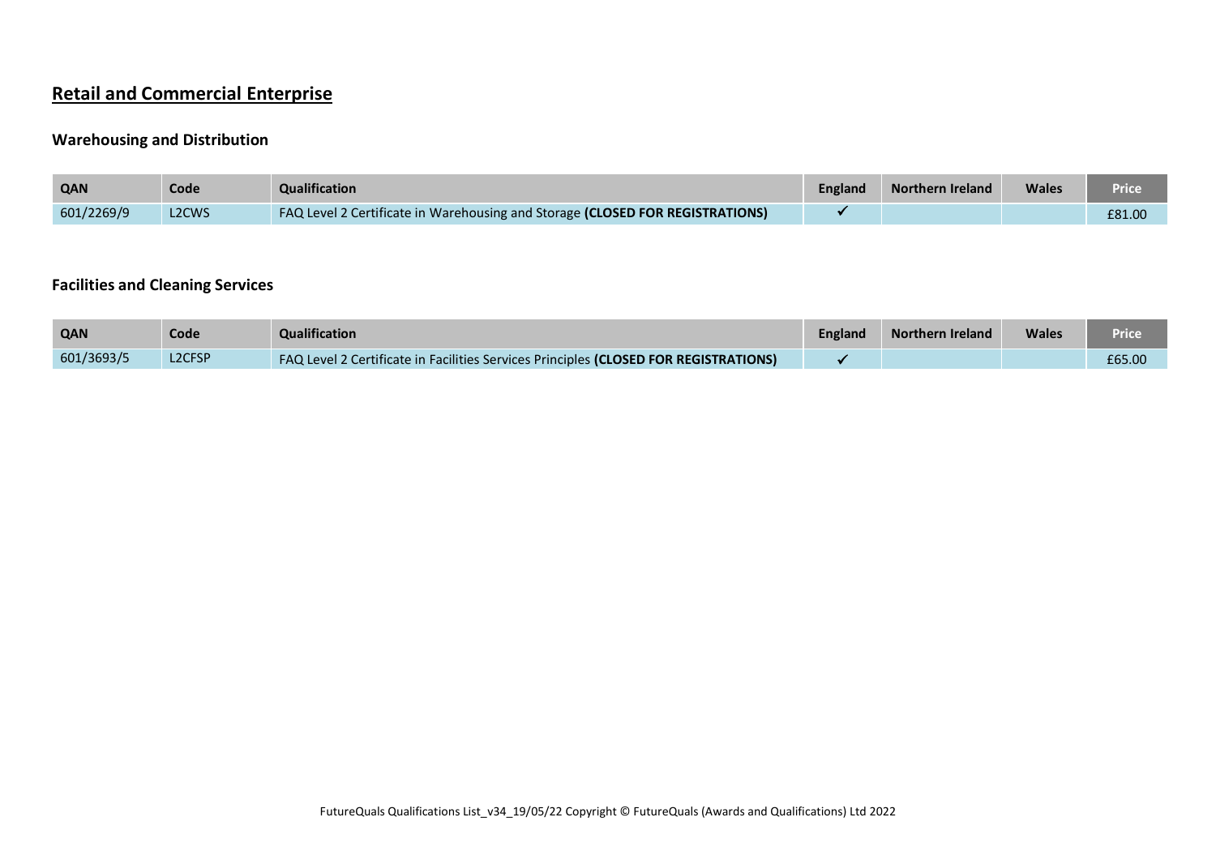## Retail and Commercial Enterprise

### Warehousing and Distribution

| QAN | Code | Qualification | England | Northern Ireland | Wales | Price |
|---|---|---|---|---|---|---|
| 601/2269/9 | L2CWS | FAQ Level 2 Certificate in Warehousing and Storage **(CLOSED FOR REGISTRATIONS)** | ✓ | | | £81.00 |

### Facilities and Cleaning Services

| QAN | Code | Qualification | England | Northern Ireland | Wales | Price |
|---|---|---|---|---|---|---|
| 601/3693/5 | L2CFSP | FAQ Level 2 Certificate in Facilities Services Principles **(CLOSED FOR REGISTRATIONS)** | ✓ | | | £65.00 |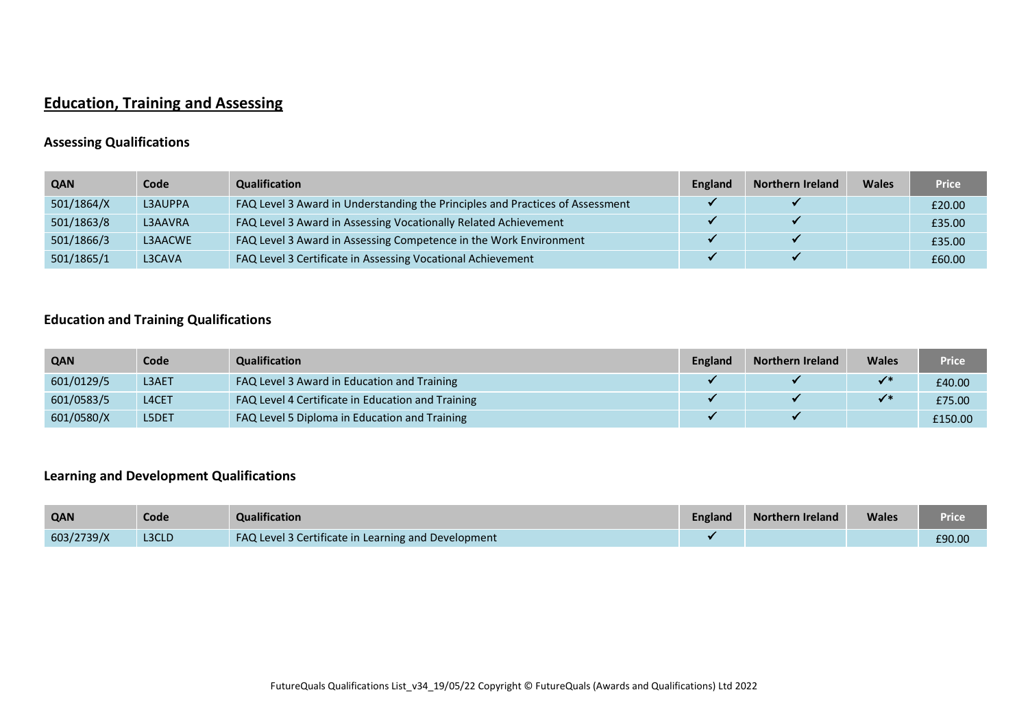## Education, Training and Assessing

### Assessing Qualifications

| QAN | Code | Qualification | England | Northern Ireland | Wales | Price |
|---|---|---|---|---|---|---|
| 501/1864/X | L3AUPPA | FAQ Level 3 Award in Understanding the Principles and Practices of Assessment | ✓ | ✓ | | £20.00 |
| 501/1863/8 | L3AAVRA | FAQ Level 3 Award in Assessing Vocationally Related Achievement | ✓ | ✓ | | £35.00 |
| 501/1866/3 | L3AACWE | FAQ Level 3 Award in Assessing Competence in the Work Environment | ✓ | ✓ | | £35.00 |
| 501/1865/1 | L3CAVA | FAQ Level 3 Certificate in Assessing Vocational Achievement | ✓ | ✓ | | £60.00 |

### Education and Training Qualifications

| QAN | Code | Qualification | England | Northern Ireland | Wales | Price |
|---|---|---|---|---|---|---|
| 601/0129/5 | L3AET | FAQ Level 3 Award in Education and Training | ✓ | ✓ | ✓* | £40.00 |
| 601/0583/5 | L4CET | FAQ Level 4 Certificate in Education and Training | ✓ | ✓ | ✓* | £75.00 |
| 601/0580/X | L5DET | FAQ Level 5 Diploma in Education and Training | ✓ | ✓ | | £150.00 |

### Learning and Development Qualifications

| QAN | Code | Qualification | England | Northern Ireland | Wales | Price |
|---|---|---|---|---|---|---|
| 603/2739/X | L3CLD | FAQ Level 3 Certificate in Learning and Development | ✓ | | | £90.00 |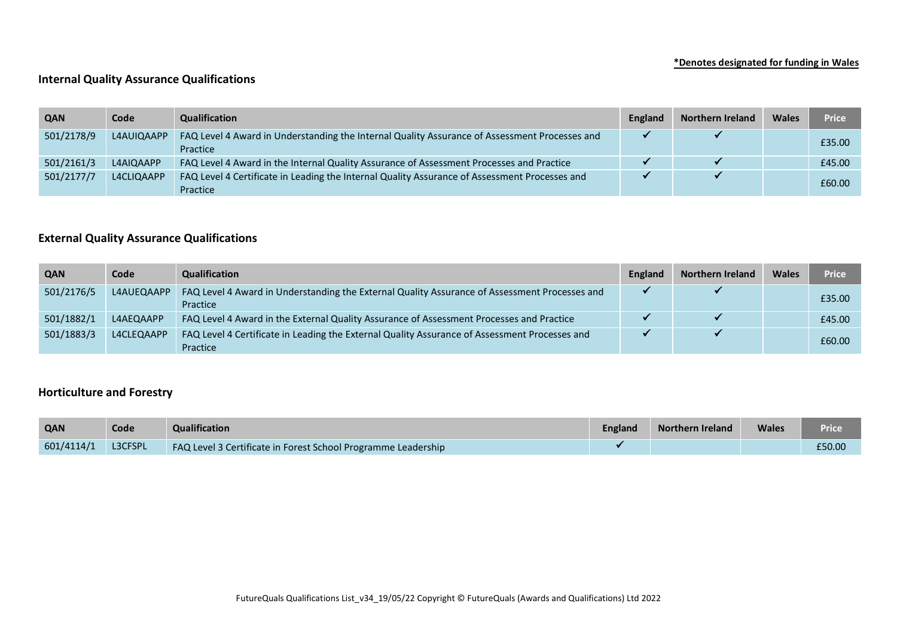**\*Denotes designated for funding in Wales**

## Internal Quality Assurance Qualifications

| QAN | Code | Qualification | England | Northern Ireland | Wales | Price |
|---|---|---|---|---|---|---|
| 501/2178/9 | L4AUIQAAPP | FAQ Level 4 Award in Understanding the Internal Quality Assurance of Assessment Processes and Practice | ✔ | ✔ | | £35.00 |
| 501/2161/3 | L4AIQAAPP | FAQ Level 4 Award in the Internal Quality Assurance of Assessment Processes and Practice | ✔ | ✔ | | £45.00 |
| 501/2177/7 | L4CLIQAAPP | FAQ Level 4 Certificate in Leading the Internal Quality Assurance of Assessment Processes and Practice | ✔ | ✔ | | £60.00 |

## External Quality Assurance Qualifications

| QAN | Code | Qualification | England | Northern Ireland | Wales | Price |
|---|---|---|---|---|---|---|
| 501/2176/5 | L4AUEQAAPP | FAQ Level 4 Award in Understanding the External Quality Assurance of Assessment Processes and Practice | ✔ | ✔ | | £35.00 |
| 501/1882/1 | L4AEQAAPP | FAQ Level 4 Award in the External Quality Assurance of Assessment Processes and Practice | ✔ | ✔ | | £45.00 |
| 501/1883/3 | L4CLEQAAPP | FAQ Level 4 Certificate in Leading the External Quality Assurance of Assessment Processes and Practice | ✔ | ✔ | | £60.00 |

## Horticulture and Forestry

| QAN | Code | Qualification | England | Northern Ireland | Wales | Price |
|---|---|---|---|---|---|---|
| 601/4114/1 | L3CFSPL | FAQ Level 3 Certificate in Forest School Programme Leadership | ✔ | | | £50.00 |

FutureQuals Qualifications List_v34_19/05/22 Copyright © FutureQuals (Awards and Qualifications) Ltd 2022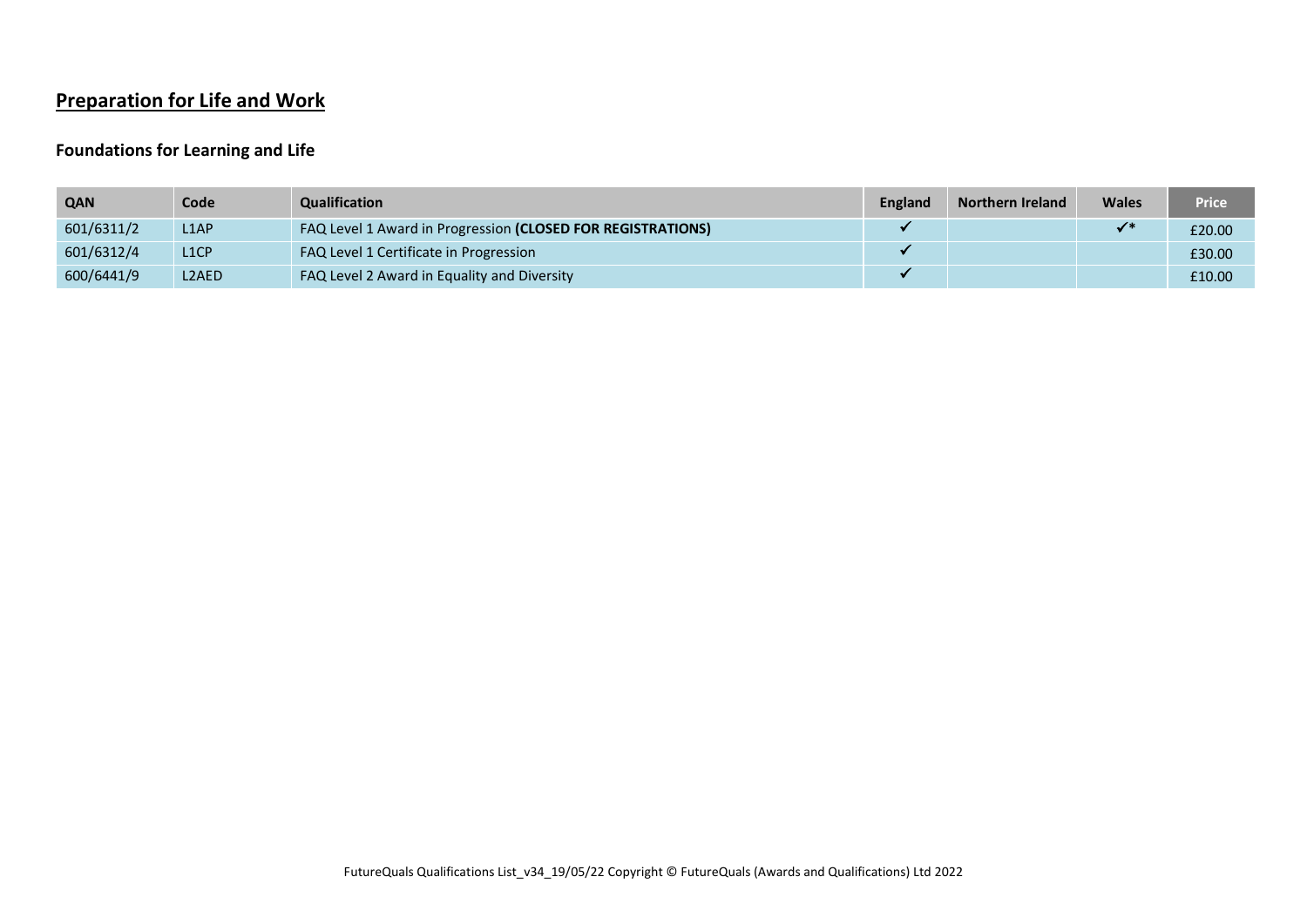## Preparation for Life and Work

### Foundations for Learning and Life

| QAN | Code | Qualification | England | Northern Ireland | Wales | Price |
| --- | --- | --- | --- | --- | --- | --- |
| 601/6311/2 | L1AP | FAQ Level 1 Award in Progression **(CLOSED FOR REGISTRATIONS)** | ✓ | | ✓* | £20.00 |
| 601/6312/4 | L1CP | FAQ Level 1 Certificate in Progression | ✓ | | | £30.00 |
| 600/6441/9 | L2AED | FAQ Level 2 Award in Equality and Diversity | ✓ | | | £10.00 |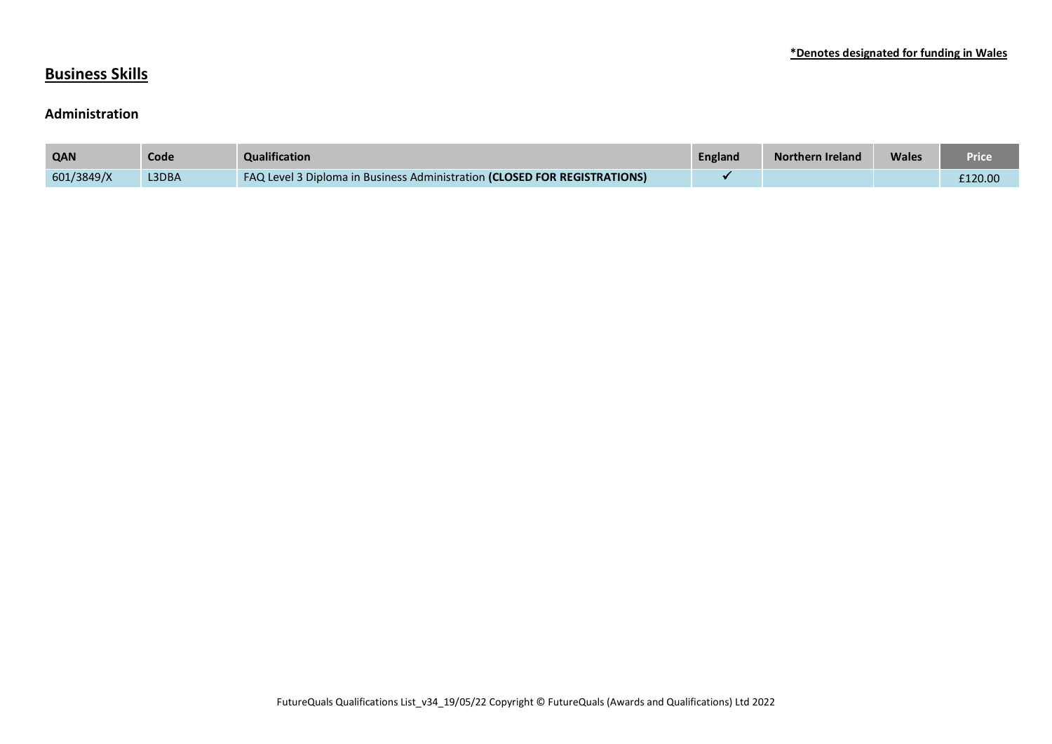**\*Denotes designated for funding in Wales**

# Business Skills

### Administration

| QAN | Code | Qualification | England | Northern Ireland | Wales | Price |
|---|---|---|---|---|---|---|
| 601/3849/X | L3DBA | FAQ Level 3 Diploma in Business Administration **(CLOSED FOR REGISTRATIONS)** | ✓ | | | £120.00 |

FutureQuals Qualifications List_v34_19/05/22 Copyright © FutureQuals (Awards and Qualifications) Ltd 2022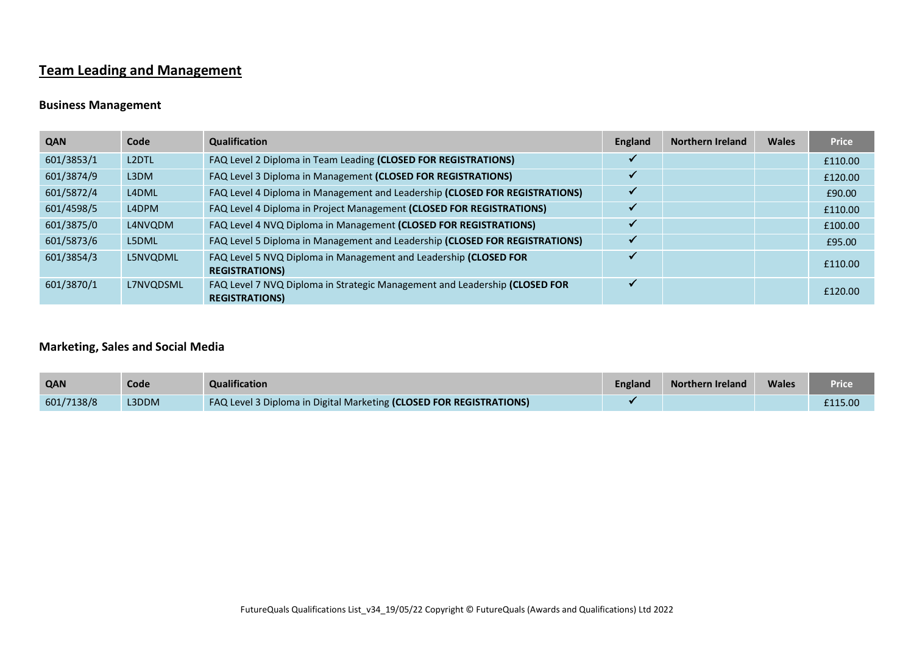# Team Leading and Management

## Business Management

| QAN | Code | Qualification | England | Northern Ireland | Wales | Price |
|---|---|---|---|---|---|---|
| 601/3853/1 | L2DTL | FAQ Level 2 Diploma in Team Leading **(CLOSED FOR REGISTRATIONS)** | ✓ | | | £110.00 |
| 601/3874/9 | L3DM | FAQ Level 3 Diploma in Management **(CLOSED FOR REGISTRATIONS)** | ✓ | | | £120.00 |
| 601/5872/4 | L4DML | FAQ Level 4 Diploma in Management and Leadership **(CLOSED FOR REGISTRATIONS)** | ✓ | | | £90.00 |
| 601/4598/5 | L4DPM | FAQ Level 4 Diploma in Project Management **(CLOSED FOR REGISTRATIONS)** | ✓ | | | £110.00 |
| 601/3875/0 | L4NVQDM | FAQ Level 4 NVQ Diploma in Management **(CLOSED FOR REGISTRATIONS)** | ✓ | | | £100.00 |
| 601/5873/6 | L5DML | FAQ Level 5 Diploma in Management and Leadership **(CLOSED FOR REGISTRATIONS)** | ✓ | | | £95.00 |
| 601/3854/3 | L5NVQDML | FAQ Level 5 NVQ Diploma in Management and Leadership **(CLOSED FOR REGISTRATIONS)** | ✓ | | | £110.00 |
| 601/3870/1 | L7NVQDSML | FAQ Level 7 NVQ Diploma in Strategic Management and Leadership **(CLOSED FOR REGISTRATIONS)** | ✓ | | | £120.00 |

## Marketing, Sales and Social Media

| QAN | Code | Qualification | England | Northern Ireland | Wales | Price |
|---|---|---|---|---|---|---|
| 601/7138/8 | L3DDM | FAQ Level 3 Diploma in Digital Marketing **(CLOSED FOR REGISTRATIONS)** | ✓ | | | £115.00 |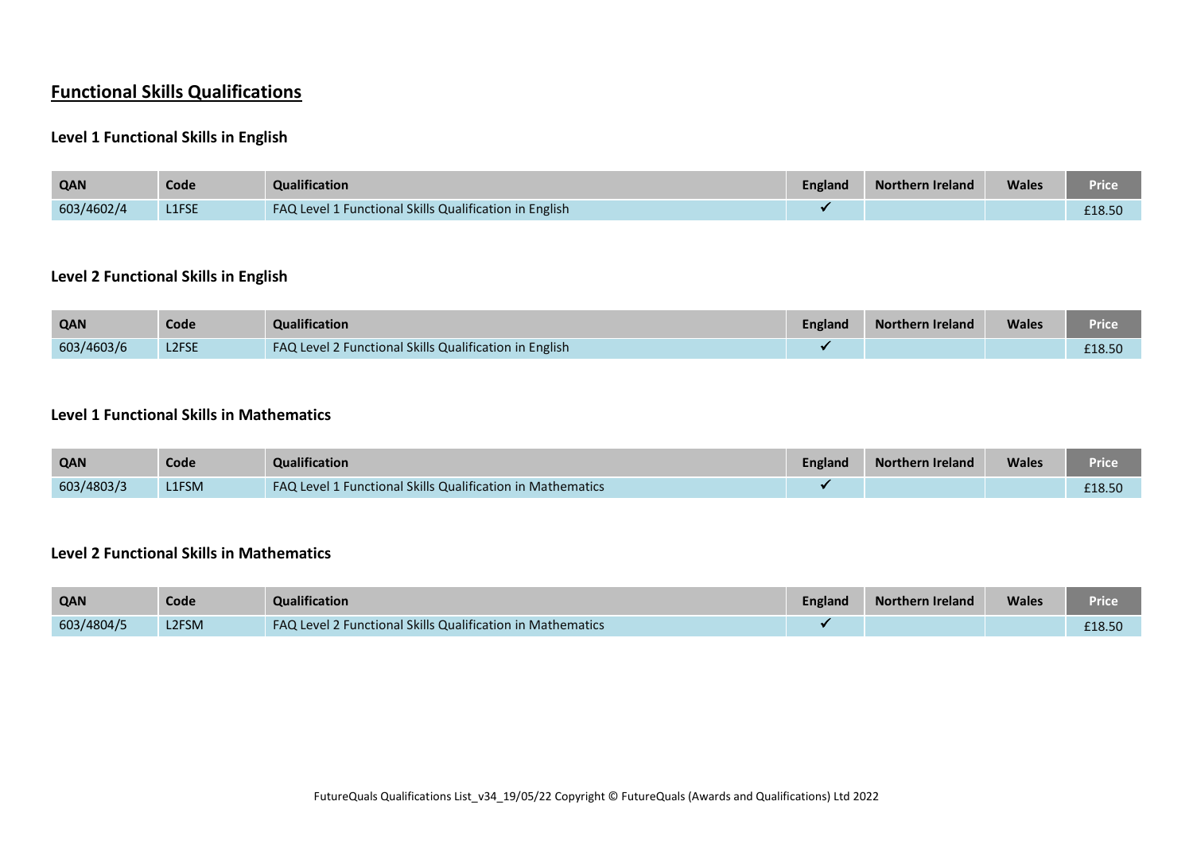# Functional Skills Qualifications

### Level 1 Functional Skills in English

| QAN | Code | Qualification | England | Northern Ireland | Wales | Price |
|---|---|---|---|---|---|---|
| 603/4602/4 | L1FSE | FAQ Level 1 Functional Skills Qualification in English | ✓ | | | £18.50 |

### Level 2 Functional Skills in English

| QAN | Code | Qualification | England | Northern Ireland | Wales | Price |
|---|---|---|---|---|---|---|
| 603/4603/6 | L2FSE | FAQ Level 2 Functional Skills Qualification in English | ✓ | | | £18.50 |

### Level 1 Functional Skills in Mathematics

| QAN | Code | Qualification | England | Northern Ireland | Wales | Price |
|---|---|---|---|---|---|---|
| 603/4803/3 | L1FSM | FAQ Level 1 Functional Skills Qualification in Mathematics | ✓ | | | £18.50 |

### Level 2 Functional Skills in Mathematics

| QAN | Code | Qualification | England | Northern Ireland | Wales | Price |
|---|---|---|---|---|---|---|
| 603/4804/5 | L2FSM | FAQ Level 2 Functional Skills Qualification in Mathematics | ✓ | | | £18.50 |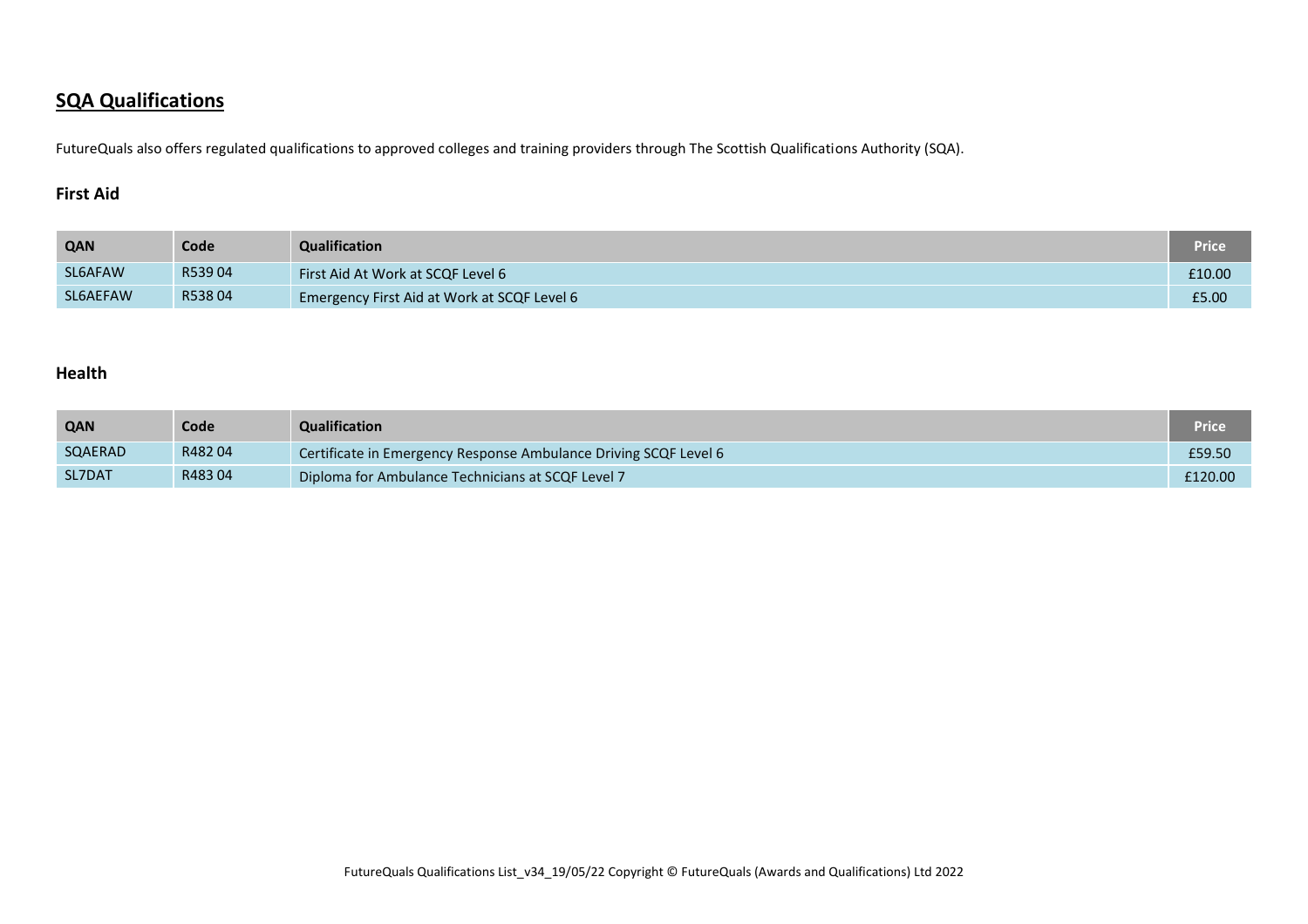## SQA Qualifications

FutureQuals also offers regulated qualifications to approved colleges and training providers through The Scottish Qualifications Authority (SQA).

### First Aid

| QAN | Code | Qualification | Price |
|---|---|---|---|
| SL6AFAW | R539 04 | First Aid At Work at SCQF Level 6 | £10.00 |
| SL6AEFAW | R538 04 | Emergency First Aid at Work at SCQF Level 6 | £5.00 |

### Health

| QAN | Code | Qualification | Price |
|---|---|---|---|
| SQAERAD | R482 04 | Certificate in Emergency Response Ambulance Driving SCQF Level 6 | £59.50 |
| SL7DAT | R483 04 | Diploma for Ambulance Technicians at SCQF Level 7 | £120.00 |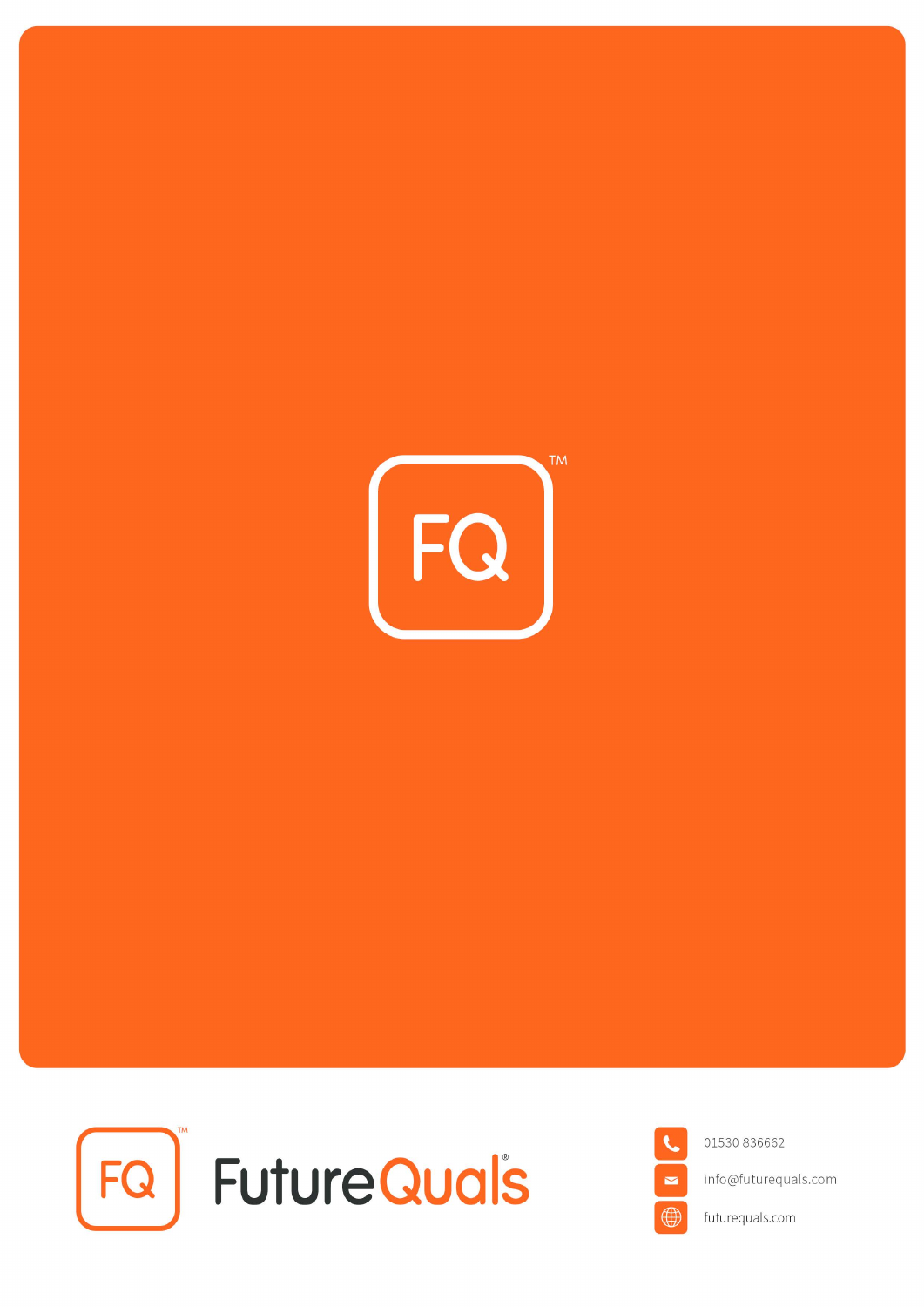FQ™

FQ™ FutureQuals®

01530 836662

info@futurequals.com

futurequals.com